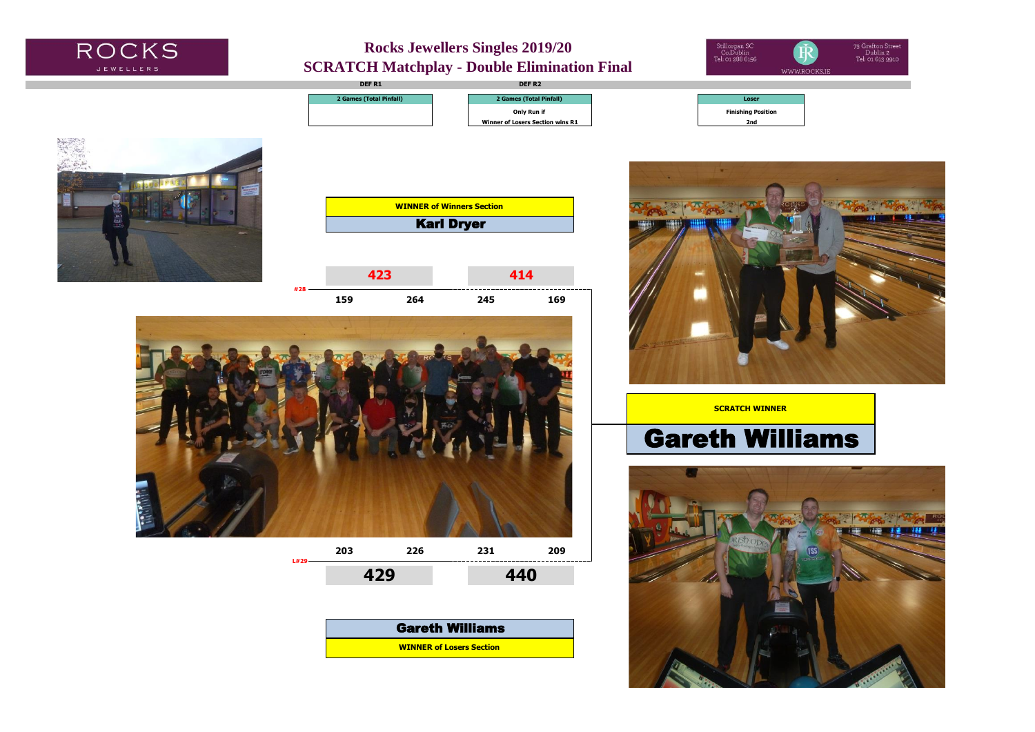ROCKS JEWELLERS

# Rocks Jewellers Singles 2019/20

## SCRATCH Matchplay - Double Elimination Final

Stillorgan SC Co.Dublin Tel: 01 288 6156

73 Grafton Street Dublin 2 Tel: 01 613 9910

WWW.ROCKS.IE

| DEF R1 | DEF R2 | Loser |
|---|---|---|
| 2 Games (Total Pinfall) | 2 Games (Total Pinfall) | Finishing Position |
| | Only Run if Winner of Losers Section wins R1 | 2nd |

**WINNER of Winners Section**

**Karl Dryer**

| | R1 Game 1 | R1 Game 2 | R1 Total | R2 Game 1 | R2 Game 2 | R2 Total |
|---|---|---|---|---|---|---|
| #28 Karl Dryer | 159 | 264 | 423 | 245 | 169 | 414 |
| L#29 Gareth Williams | 203 | 226 | 429 | 231 | 209 | 440 |

**Gareth Williams**

**WINNER of Losers Section**

**SCRATCH WINNER**

# Gareth Williams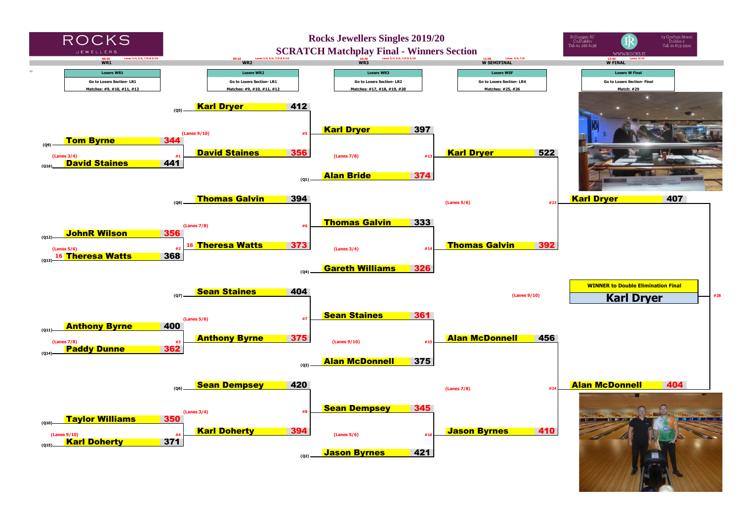# Rocks Jewellers Singles 2019/20

## SCRATCH Matchplay Final - Winners Section

ROCKS JEWELLERS

Stillorgan SC Co.Dublin Tel: 01 288 6156 — 73 Grafton Street Dublin 2 Tel: 01 613 9910 — WWW.ROCKS.IE

| Round | WR1 | WR2 | WR3 | W SEMIFINAL | W FINAL |
|---|---|---|---|---|---|
| Time | 08:30 | 09:10 | 10:30 | 11:50 | 13:40 |
| Lanes | Lanes 3/4, 5/6, 7/8 & 9/10 | Lanes 3/4, 5/6, 7/8 & 9/10 | Lanes 3/4, 5/6, 7/8 & 9/10 | Lanes 5/6, 7/8 | Lanes 9/10 |
| Losers | Losers WR1 | Losers WR2 | Losers WR3 | Losers WSF | Losers W Final |
| Go to | Go to Losers Section- LR1 | Go to Losers Section- LR1 | Go to Losers Section- LR2 | Go to Losers Section- LR4 | Go to Losers Section- Final |
| Matches | Matches: #9, #10, #11, #12 | Matches: #9, #10, #11, #12 | Matches: #17, #18, #19, #20 | Matches: #25, #26 | Match: #29 |

### WR1

| Match | Lanes | Player | Score |
|---|---|---|---|
| #1 | Lanes 3/4 | (Q9) Tom Byrne | 344 |
| | | (Q16) David Staines | 441 |
| #2 | Lanes 5/6 | (Q12) JohnR Wilson | 356 |
| | | (Q13) 16 Theresa Watts | 368 |
| #3 | Lanes 7/8 | (Q11) Anthony Byrne | 400 |
| | | (Q14) Paddy Dunne | 362 |
| #4 | Lanes 9/10 | (Q10) Taylor Williams | 350 |
| | | (Q15) Karl Doherty | 371 |

### WR2

| Match | Lanes | Player | Score |
|---|---|---|---|
| #5 | Lanes 9/10 | (Q5) Karl Dryer | 412 |
| | | David Staines | 356 |
| #6 | Lanes 7/8 | (Q8) Thomas Galvin | 394 |
| | | 16 Theresa Watts | 373 |
| #7 | Lanes 5/6 | (Q7) Sean Staines | 404 |
| | | Anthony Byrne | 375 |
| #8 | Lanes 3/4 | (Q6) Sean Dempsey | 420 |
| | | Karl Doherty | 394 |

### WR3

| Match | Lanes | Player | Score |
|---|---|---|---|
| #13 | Lanes 7/8 | Karl Dryer | 397 |
| | | (Q1) Alan Bride | 374 |
| #14 | Lanes 3/4 | Thomas Galvin | 333 |
| | | (Q4) Gareth Williams | 326 |
| #15 | Lanes 9/10 | Sean Staines | 361 |
| | | (Q3) Alan McDonnell | 375 |
| #16 | Lanes 5/6 | Sean Dempsey | 345 |
| | | (Q2) Jason Byrnes | 421 |

### W SEMIFINAL

| Match | Lanes | Player | Score |
|---|---|---|---|
| #23 | Lanes 5/6 | Karl Dryer | 522 |
| | | Thomas Galvin | 392 |
| #24 | Lanes 7/8 | Alan McDonnell | 456 |
| | | Jason Byrnes | 410 |

### W FINAL

| Match | Lanes | Player | Score |
|---|---|---|---|
| #28 | Lanes 9/10 | Karl Dryer | 407 |
| | | Alan McDonnell | 404 |

**WINNER to Double Elimination Final**

**Karl Dryer**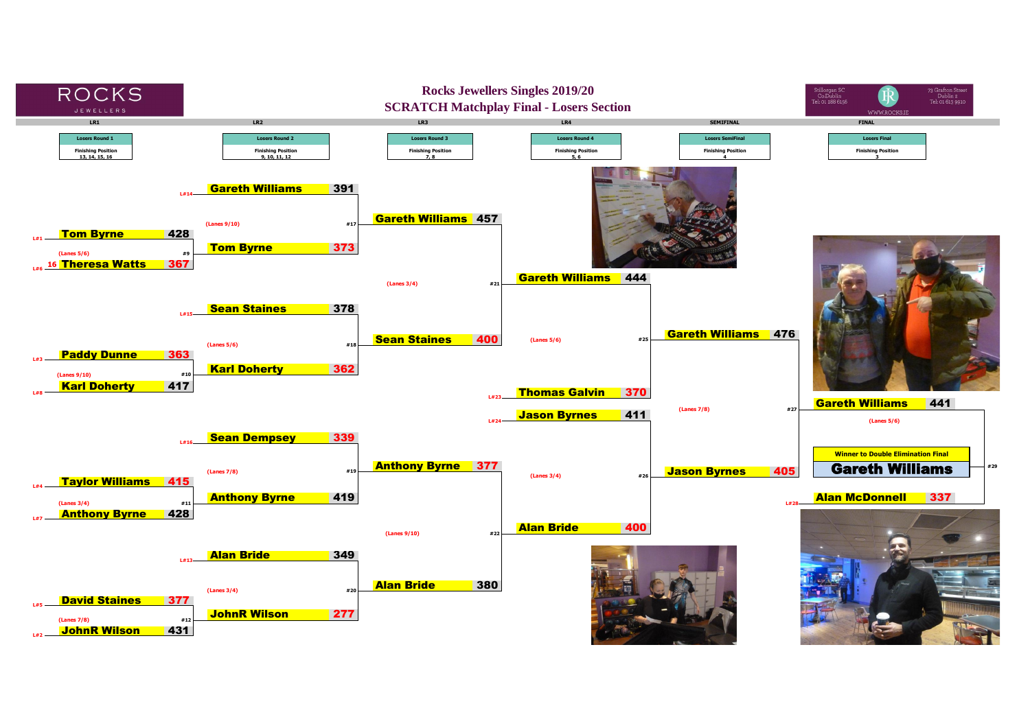# Rocks Jewellers Singles 2019/20

## SCRATCH Matchplay Final - Losers Section

ROCKS JEWELLERS

Stillorgan SC Co.Dublin Tel: 01 288 6156

73 Grafton Street Dublin 2 Tel: 01 613 9610

WWW.ROCKS.IE

| LR1 | LR2 | LR3 | LR4 | SEMIFINAL | FINAL |
|---|---|---|---|---|---|
| Losers Round 1 | Losers Round 2 | Losers Round 3 | Losers Round 4 | Losers SemiFinal | Losers Final |
| Finishing Position 13, 14, 15, 16 | Finishing Position 9, 10, 11, 12 | Finishing Position 7, 8 | Finishing Position 5, 6 | Finishing Position 4 | Finishing Position 3 |

### Losers Round 1

- #9 (Lanes 5/6): L#1 Tom Byrne 428 v L#6 Theresa Watts 367 (16)
- #10 (Lanes 9/10): L#3 Paddy Dunne 363 v L#8 Karl Doherty 417
- #11 (Lanes 3/4): L#4 Taylor Williams 415 v L#7 Anthony Byrne 428
- #12 (Lanes 7/8): L#5 David Staines 377 v L#2 JohnR Wilson 431

### Losers Round 2

- #17 (Lanes 9/10): L#14 Gareth Williams 391 v Tom Byrne 373
- #18 (Lanes 5/6): L#15 Sean Staines 378 v Karl Doherty 362
- #19 (Lanes 7/8): L#16 Sean Dempsey 339 v Anthony Byrne 419
- #20 (Lanes 3/4): L#13 Alan Bride 349 v JohnR Wilson 277

### Losers Round 3

- #21 (Lanes 3/4): Gareth Williams 457 v Sean Staines 400
- #22 (Lanes 9/10): Anthony Byrne 377 v Alan Bride 380

### Losers Round 4

- #25 (Lanes 5/6): Gareth Williams 444 v L#23 Thomas Galvin 370
- #26 (Lanes 3/4): L#24 Jason Byrnes 411 v Alan Bride 400

### Losers SemiFinal

- #27 (Lanes 7/8): Gareth Williams 476 v Jason Byrnes 405

### Losers Final

- #29 (Lanes 5/6): Gareth Williams 441 v L#28 Alan McDonnell 337

**Winner to Double Elimination Final**

**Gareth Williams**